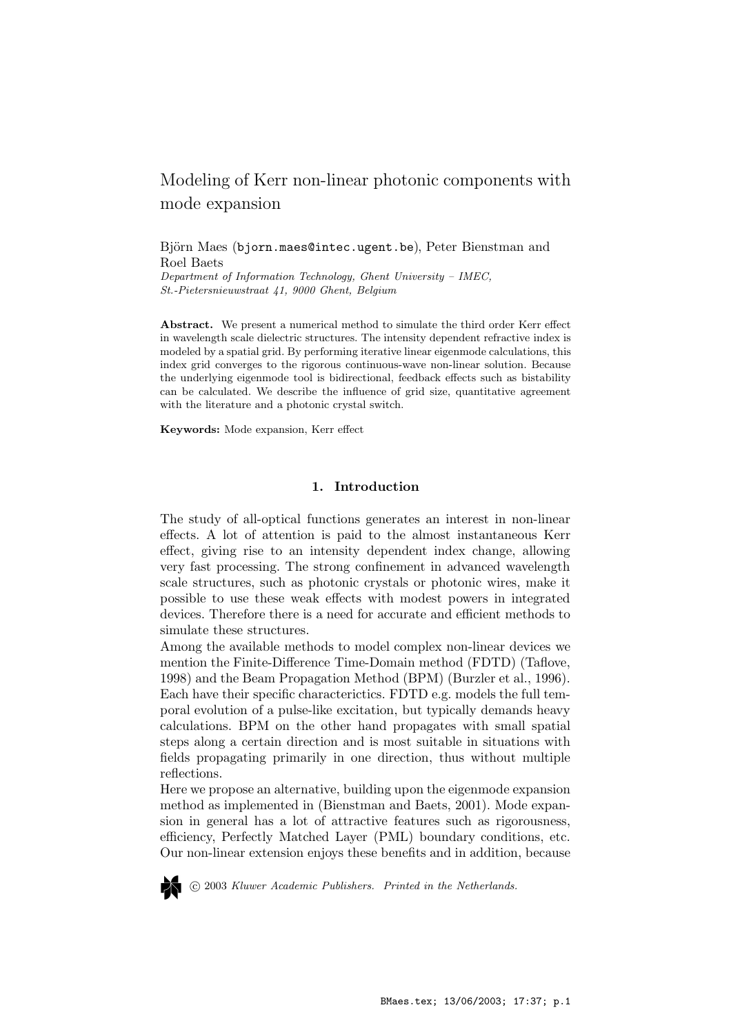# Modeling of Kerr non-linear photonic components with mode expansion

Björn Maes (bjorn.maes@intec.ugent.be), Peter Bienstman and Roel Baets

*Department of Information Technology, Ghent University – IMEC, St.-Pietersnieuwstraat 41, 9000 Ghent, Belgium*

**Abstract.** We present a numerical method to simulate the third order Kerr effect in wavelength scale dielectric structures. The intensity dependent refractive index is modeled by a spatial grid. By performing iterative linear eigenmode calculations, this index grid converges to the rigorous continuous-wave non-linear solution. Because the underlying eigenmode tool is bidirectional, feedback effects such as bistability can be calculated. We describe the influence of grid size, quantitative agreement with the literature and a photonic crystal switch.

**Keywords:** Mode expansion, Kerr effect

## 1. Introduction

The study of all-optical functions generates an interest in non-linear effects. A lot of attention is paid to the almost instantaneous Kerr effect, giving rise to an intensity dependent index change, allowing very fast processing. The strong confinement in advanced wavelength scale structures, such as photonic crystals or photonic wires, make it possible to use these weak effects with modest powers in integrated devices. Therefore there is a need for accurate and efficient methods to simulate these structures.

Among the available methods to model complex non-linear devices we mention the Finite-Difference Time-Domain method (FDTD) (Taflove, 1998) and the Beam Propagation Method (BPM) (Burzler et al., 1996). Each have their specific characterictics. FDTD e.g. models the full temporal evolution of a pulse-like excitation, but typically demands heavy calculations. BPM on the other hand propagates with small spatial steps along a certain direction and is most suitable in situations with fields propagating primarily in one direction, thus without multiple reflections.

Here we propose an alternative, building upon the eigenmode expansion method as implemented in (Bienstman and Baets, 2001). Mode expansion in general has a lot of attractive features such as rigorousness, efficiency, Perfectly Matched Layer (PML) boundary conditions, etc. Our non-linear extension enjoys these benefits and in addition, because

© 2003 *Kluwer Academic Publishers. Printed in the Netherlands.*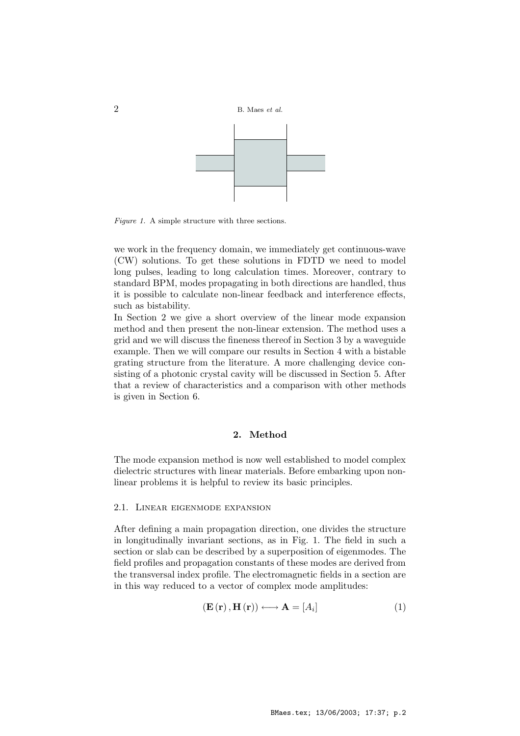*Figure 1.* A simple structure with three sections.

we work in the frequency domain, we immediately get continuous-wave (CW) solutions. To get these solutions in FDTD we need to model long pulses, leading to long calculation times. Moreover, contrary to standard BPM, modes propagating in both directions are handled, thus it is possible to calculate non-linear feedback and interference effects, such as bistability.

In Section 2 we give a short overview of the linear mode expansion method and then present the non-linear extension. The method uses a grid and we will discuss the fineness thereof in Section 3 by a waveguide example. Then we will compare our results in Section 4 with a bistable grating structure from the literature. A more challenging device consisting of a photonic crystal cavity will be discussed in Section 5. After that a review of characteristics and a comparison with other methods is given in Section 6.

## 2. Method

The mode expansion method is now well established to model complex dielectric structures with linear materials. Before embarking upon non-linear problems it is helpful to review its basic principles.

### 2.1. Linear eigenmode expansion

After defining a main propagation direction, one divides the structure in longitudinally invariant sections, as in Fig. 1. The field in such a section or slab can be described by a superposition of eigenmodes. The field profiles and propagation constants of these modes are derived from the transversal index profile. The electromagnetic fields in a section are in this way reduced to a vector of complex mode amplitudes:

$$(\mathbf{E}(\mathbf{r}), \mathbf{H}(\mathbf{r})) \longleftrightarrow \mathbf{A} = [A_i] \tag{1}$$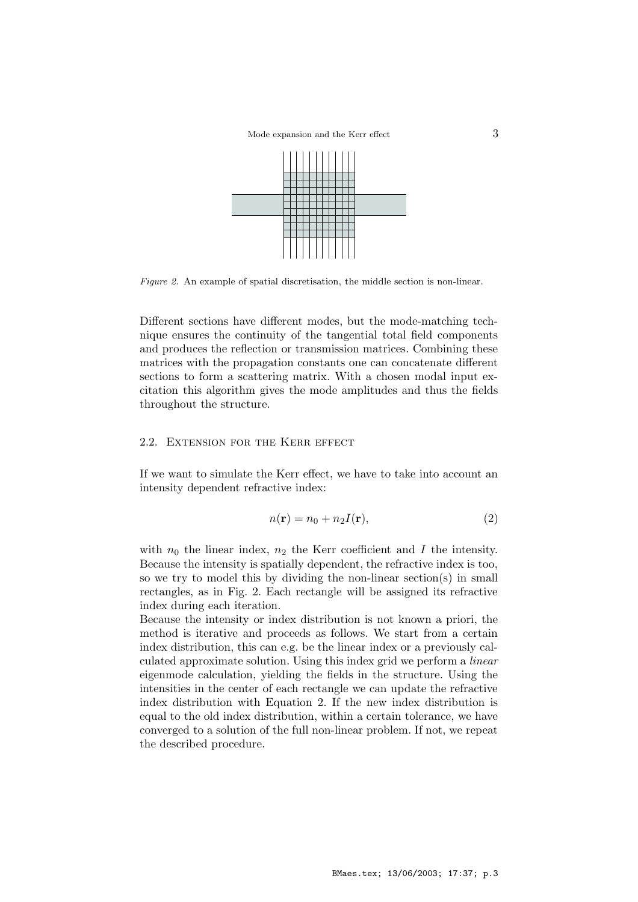*Figure 2.* An example of spatial discretisation, the middle section is non-linear.

Different sections have different modes, but the mode-matching technique ensures the continuity of the tangential total field components and produces the reflection or transmission matrices. Combining these matrices with the propagation constants one can concatenate different sections to form a scattering matrix. With a chosen modal input excitation this algorithm gives the mode amplitudes and thus the fields throughout the structure.

### 2.2. Extension for the Kerr effect

If we want to simulate the Kerr effect, we have to take into account an intensity dependent refractive index:

$$n(\mathbf{r}) = n_0 + n_2 I(\mathbf{r}), \tag{2}$$

with $n_0$ the linear index, $n_2$ the Kerr coefficient and $I$ the intensity. Because the intensity is spatially dependent, the refractive index is too, so we try to model this by dividing the non-linear section(s) in small rectangles, as in Fig. 2. Each rectangle will be assigned its refractive index during each iteration.

Because the intensity or index distribution is not known a priori, the method is iterative and proceeds as follows. We start from a certain index distribution, this can e.g. be the linear index or a previously calculated approximate solution. Using this index grid we perform a *linear* eigenmode calculation, yielding the fields in the structure. Using the intensities in the center of each rectangle we can update the refractive index distribution with Equation 2. If the new index distribution is equal to the old index distribution, within a certain tolerance, we have converged to a solution of the full non-linear problem. If not, we repeat the described procedure.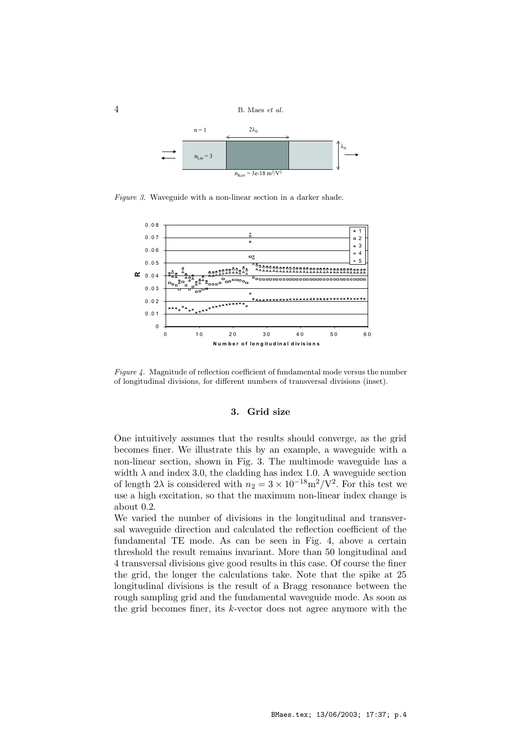*Figure 3.* Waveguide with a non-linear section in a darker shade.

*Figure 4.* Magnitude of reflection coefficient of fundamental mode versus the number of longitudinal divisions, for different numbers of transversal divisions (inset).

## 3. Grid size

One intuitively assumes that the results should converge, as the grid becomes finer. We illustrate this by an example, a waveguide with a non-linear section, shown in Fig. 3. The multimode waveguide has a width $\lambda$ and index 3.0, the cladding has index 1.0. A waveguide section of length $2\lambda$ is considered with $n_2 = 3 \times 10^{-18}\mathrm{m}^2/\mathrm{V}^2$. For this test we use a high excitation, so that the maximum non-linear index change is about 0.2.

We varied the number of divisions in the longitudinal and transversal waveguide direction and calculated the reflection coefficient of the fundamental TE mode. As can be seen in Fig. 4, above a certain threshold the result remains invariant. More than 50 longitudinal and 4 transversal divisions give good results in this case. Of course the finer the grid, the longer the calculations take. Note that the spike at 25 longitudinal divisions is the result of a Bragg resonance between the rough sampling grid and the fundamental waveguide mode. As soon as the grid becomes finer, its $k$-vector does not agree anymore with the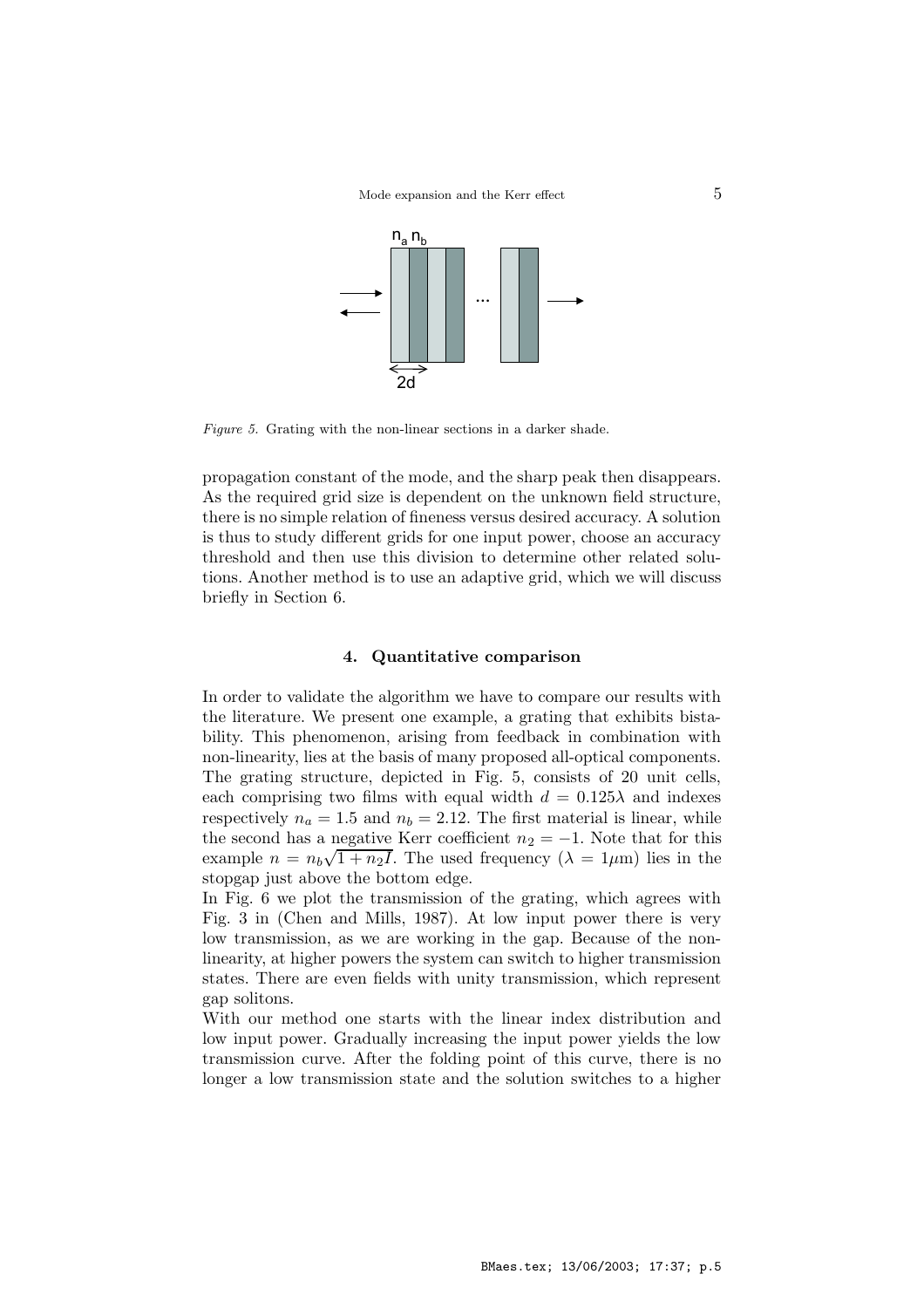Figure 5. Grating with the non-linear sections in a darker shade.

propagation constant of the mode, and the sharp peak then disappears. As the required grid size is dependent on the unknown field structure, there is no simple relation of fineness versus desired accuracy. A solution is thus to study different grids for one input power, choose an accuracy threshold and then use this division to determine other related solutions. Another method is to use an adaptive grid, which we will discuss briefly in Section 6.

## 4. Quantitative comparison

In order to validate the algorithm we have to compare our results with the literature. We present one example, a grating that exhibits bistability. This phenomenon, arising from feedback in combination with non-linearity, lies at the basis of many proposed all-optical components. The grating structure, depicted in Fig. 5, consists of 20 unit cells, each comprising two films with equal width $d = 0.125\lambda$ and indexes respectively $n_a = 1.5$ and $n_b = 2.12$. The first material is linear, while the second has a negative Kerr coefficient $n_2 = -1$. Note that for this example $n = n_b\sqrt{1 + n_2 I}$. The used frequency ($\lambda = 1\mu$m) lies in the stopgap just above the bottom edge.

In Fig. 6 we plot the transmission of the grating, which agrees with Fig. 3 in (Chen and Mills, 1987). At low input power there is very low transmission, as we are working in the gap. Because of the non-linearity, at higher powers the system can switch to higher transmission states. There are even fields with unity transmission, which represent gap solitons.

With our method one starts with the linear index distribution and low input power. Gradually increasing the input power yields the low transmission curve. After the folding point of this curve, there is no longer a low transmission state and the solution switches to a higher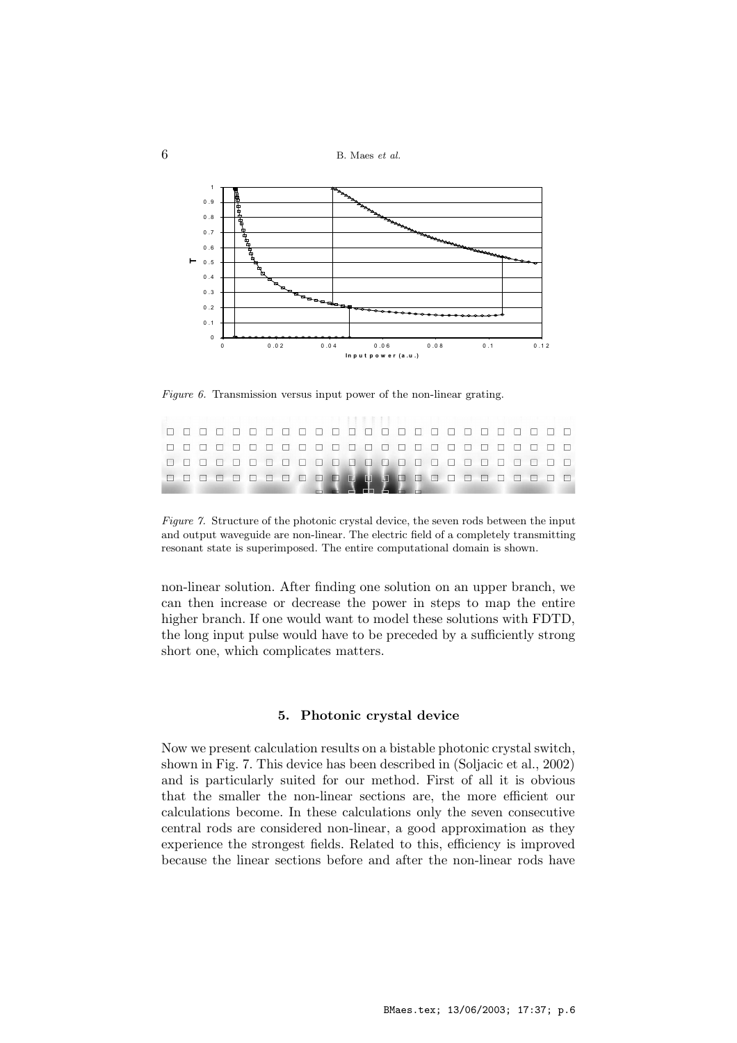*Figure 6.* Transmission versus input power of the non-linear grating.

*Figure 7.* Structure of the photonic crystal device, the seven rods between the input and output waveguide are non-linear. The electric field of a completely transmitting resonant state is superimposed. The entire computational domain is shown.

non-linear solution. After finding one solution on an upper branch, we can then increase or decrease the power in steps to map the entire higher branch. If one would want to model these solutions with FDTD, the long input pulse would have to be preceded by a sufficiently strong short one, which complicates matters.

## 5. Photonic crystal device

Now we present calculation results on a bistable photonic crystal switch, shown in Fig. 7. This device has been described in (Soljacic et al., 2002) and is particularly suited for our method. First of all it is obvious that the smaller the non-linear sections are, the more efficient our calculations become. In these calculations only the seven consecutive central rods are considered non-linear, a good approximation as they experience the strongest fields. Related to this, efficiency is improved because the linear sections before and after the non-linear rods have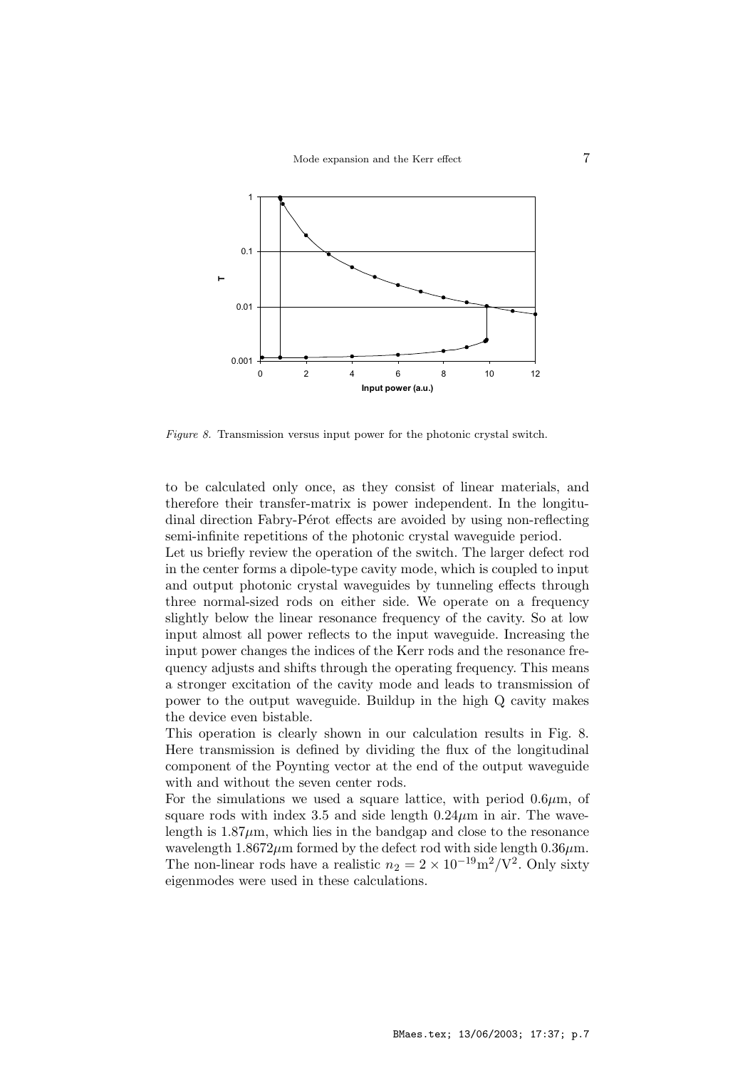Figure 8. Transmission versus input power for the photonic crystal switch.

to be calculated only once, as they consist of linear materials, and therefore their transfer-matrix is power independent. In the longitudinal direction Fabry-Pérot effects are avoided by using non-reflecting semi-infinite repetitions of the photonic crystal waveguide period.

Let us briefly review the operation of the switch. The larger defect rod in the center forms a dipole-type cavity mode, which is coupled to input and output photonic crystal waveguides by tunneling effects through three normal-sized rods on either side. We operate on a frequency slightly below the linear resonance frequency of the cavity. So at low input almost all power reflects to the input waveguide. Increasing the input power changes the indices of the Kerr rods and the resonance frequency adjusts and shifts through the operating frequency. This means a stronger excitation of the cavity mode and leads to transmission of power to the output waveguide. Buildup in the high Q cavity makes the device even bistable.

This operation is clearly shown in our calculation results in Fig. 8. Here transmission is defined by dividing the flux of the longitudinal component of the Poynting vector at the end of the output waveguide with and without the seven center rods.

For the simulations we used a square lattice, with period $0.6\mu$m, of square rods with index 3.5 and side length $0.24\mu$m in air. The wavelength is $1.87\mu$m, which lies in the bandgap and close to the resonance wavelength $1.8672\mu$m formed by the defect rod with side length $0.36\mu$m. The non-linear rods have a realistic $n_2 = 2 \times 10^{-19}\text{m}^2/\text{V}^2$. Only sixty eigenmodes were used in these calculations.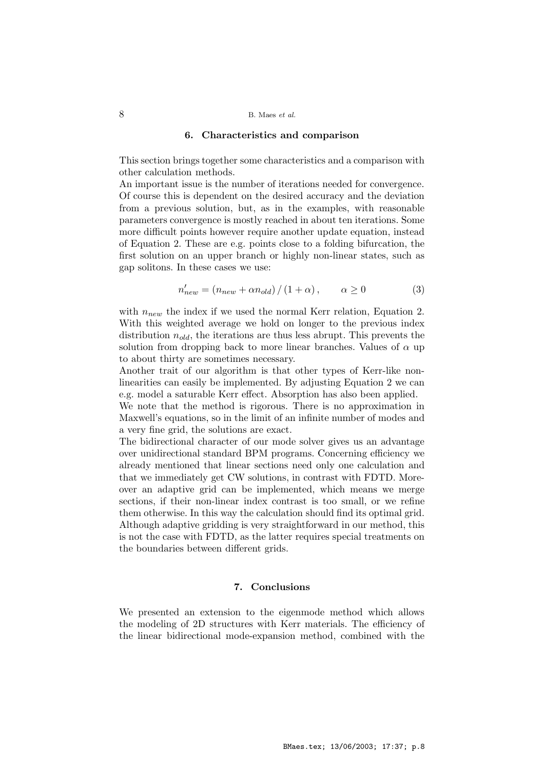## 6. Characteristics and comparison

This section brings together some characteristics and a comparison with other calculation methods.
An important issue is the number of iterations needed for convergence. Of course this is dependent on the desired accuracy and the deviation from a previous solution, but, as in the examples, with reasonable parameters convergence is mostly reached in about ten iterations. Some more difficult points however require another update equation, instead of Equation 2. These are e.g. points close to a folding bifurcation, the first solution on an upper branch or highly non-linear states, such as gap solitons. In these cases we use:

$$n'_{new} = \left(n_{new} + \alpha n_{old}\right) / \left(1 + \alpha\right), \qquad \alpha \geq 0 \tag{3}$$

with $n_{new}$ the index if we used the normal Kerr relation, Equation 2. With this weighted average we hold on longer to the previous index distribution $n_{old}$, the iterations are thus less abrupt. This prevents the solution from dropping back to more linear branches. Values of $\alpha$ up to about thirty are sometimes necessary.
Another trait of our algorithm is that other types of Kerr-like non-linearities can easily be implemented. By adjusting Equation 2 we can e.g. model a saturable Kerr effect. Absorption has also been applied.
We note that the method is rigorous. There is no approximation in Maxwell's equations, so in the limit of an infinite number of modes and a very fine grid, the solutions are exact.
The bidirectional character of our mode solver gives us an advantage over unidirectional standard BPM programs. Concerning efficiency we already mentioned that linear sections need only one calculation and that we immediately get CW solutions, in contrast with FDTD. Moreover an adaptive grid can be implemented, which means we merge sections, if their non-linear index contrast is too small, or we refine them otherwise. In this way the calculation should find its optimal grid. Although adaptive gridding is very straightforward in our method, this is not the case with FDTD, as the latter requires special treatments on the boundaries between different grids.

## 7. Conclusions

We presented an extension to the eigenmode method which allows the modeling of 2D structures with Kerr materials. The efficiency of the linear bidirectional mode-expansion method, combined with the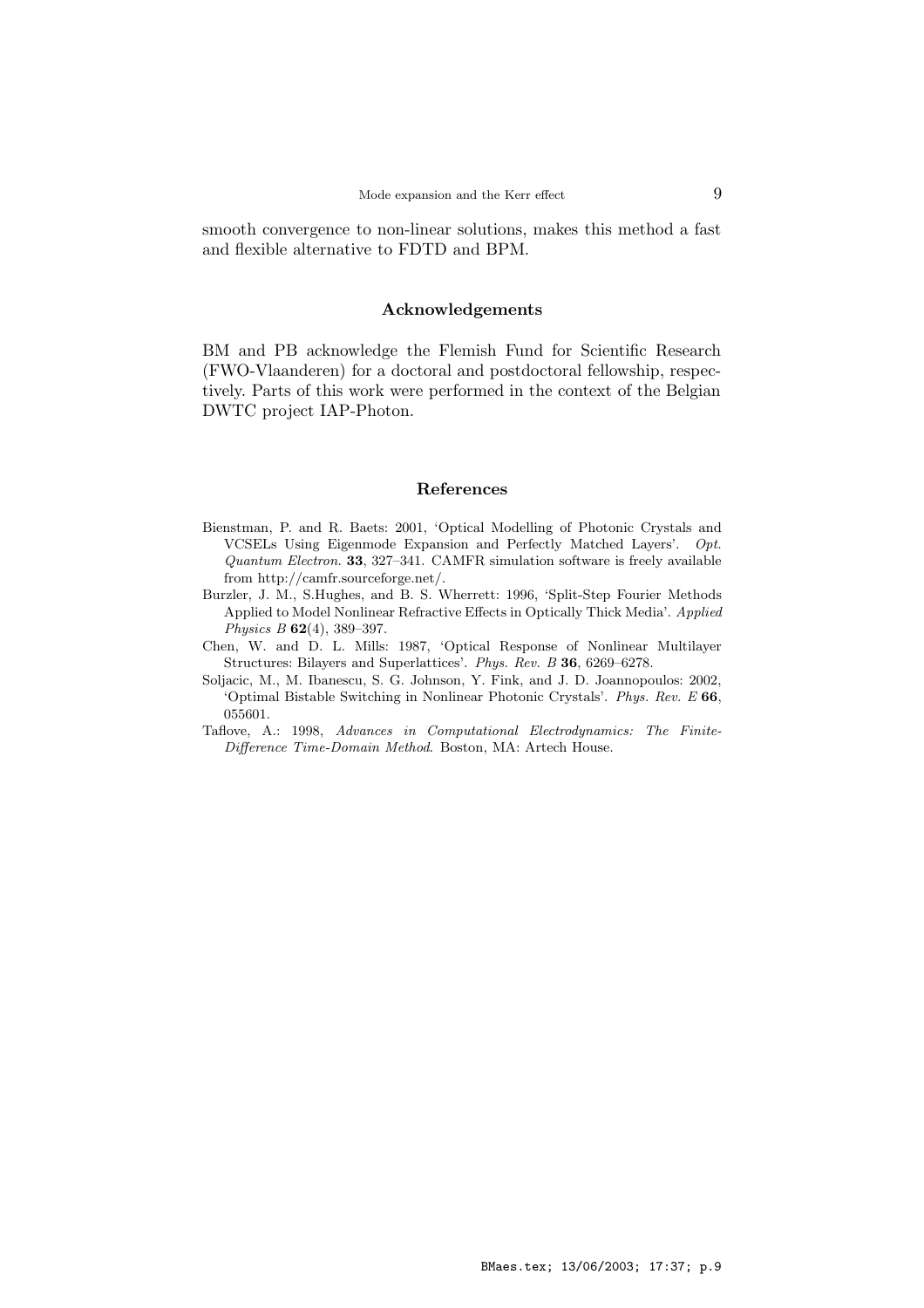smooth convergence to non-linear solutions, makes this method a fast and flexible alternative to FDTD and BPM.

## Acknowledgements

BM and PB acknowledge the Flemish Fund for Scientific Research (FWO-Vlaanderen) for a doctoral and postdoctoral fellowship, respectively. Parts of this work were performed in the context of the Belgian DWTC project IAP-Photon.

## References

Bienstman, P. and R. Baets: 2001, 'Optical Modelling of Photonic Crystals and VCSELs Using Eigenmode Expansion and Perfectly Matched Layers'. *Opt. Quantum Electron.* **33**, 327–341. CAMFR simulation software is freely available from http://camfr.sourceforge.net/.

Burzler, J. M., S.Hughes, and B. S. Wherrett: 1996, 'Split-Step Fourier Methods Applied to Model Nonlinear Refractive Effects in Optically Thick Media'. *Applied Physics B* **62**(4), 389–397.

Chen, W. and D. L. Mills: 1987, 'Optical Response of Nonlinear Multilayer Structures: Bilayers and Superlattices'. *Phys. Rev. B* **36**, 6269–6278.

Soljacic, M., M. Ibanescu, S. G. Johnson, Y. Fink, and J. D. Joannopoulos: 2002, 'Optimal Bistable Switching in Nonlinear Photonic Crystals'. *Phys. Rev. E* **66**, 055601.

Taflove, A.: 1998, *Advances in Computational Electrodynamics: The Finite-Difference Time-Domain Method*. Boston, MA: Artech House.